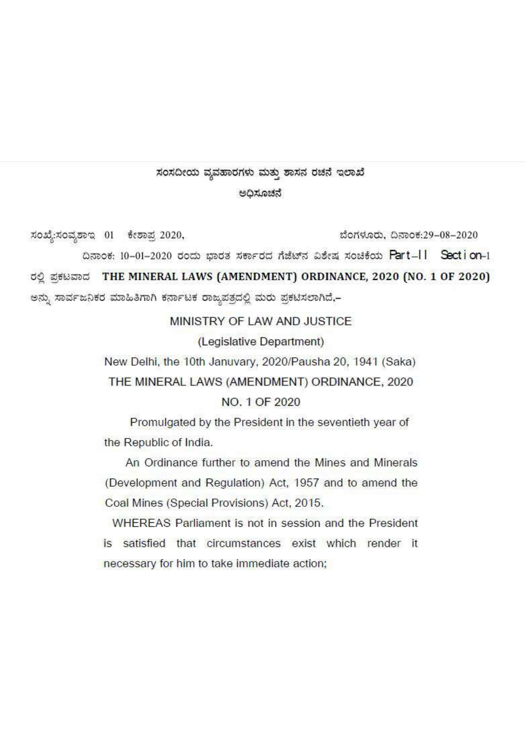ಸಂಸದೀಯ ವ್ಯವಹಾರಗಳು ಮತ್ತು ಶಾಸನ ರಚನೆ ಇಲಾಖೆ

ಅಧಿಸೂಚನೆ

ಸಂಖ್ಯೆ:ಸಂವ್ಯಶಾಇ 01 ಕೇಶಾಪ್ರ 2020, ಬೆಂಗಳೂರು, ದಿನಾಂಕ:29-08-2020

ದಿನಾಂಕ: 10-01-2020 ರಂದು ಭಾರತ ಸರ್ಕಾರದ ಗೆಜೆಟ್‌ನ ವಿಶೇಷ ಸಂಚಿಕೆಯ Part-II Section-1 ರಲ್ಲಿ ಪ್ರಕಟವಾದ **THE MINERAL LAWS (AMENDMENT) ORDINANCE, 2020 (NO. 1 OF 2020)** ಅನ್ನು ಸಾರ್ವಜನಿಕರ ಮಾಹಿತಿಗಾಗಿ ಕರ್ನಾಟಕ ರಾಜ್ಯಪತ್ರದಲ್ಲಿ ಮರು ಪ್ರಕಟಿಸಲಾಗಿದೆ,-

MINISTRY OF LAW AND JUSTICE

(Legislative Department)

New Delhi, the 10th Januvary, 2020/Pausha 20, 1941 (Saka)

THE MINERAL LAWS (AMENDMENT) ORDINANCE, 2020

NO. 1 OF 2020

Promulgated by the President in the seventieth year of the Republic of India.

An Ordinance further to amend the Mines and Minerals (Development and Regulation) Act, 1957 and to amend the Coal Mines (Special Provisions) Act, 2015.

WHEREAS Parliament is not in session and the President is satisfied that circumstances exist which render it necessary for him to take immediate action;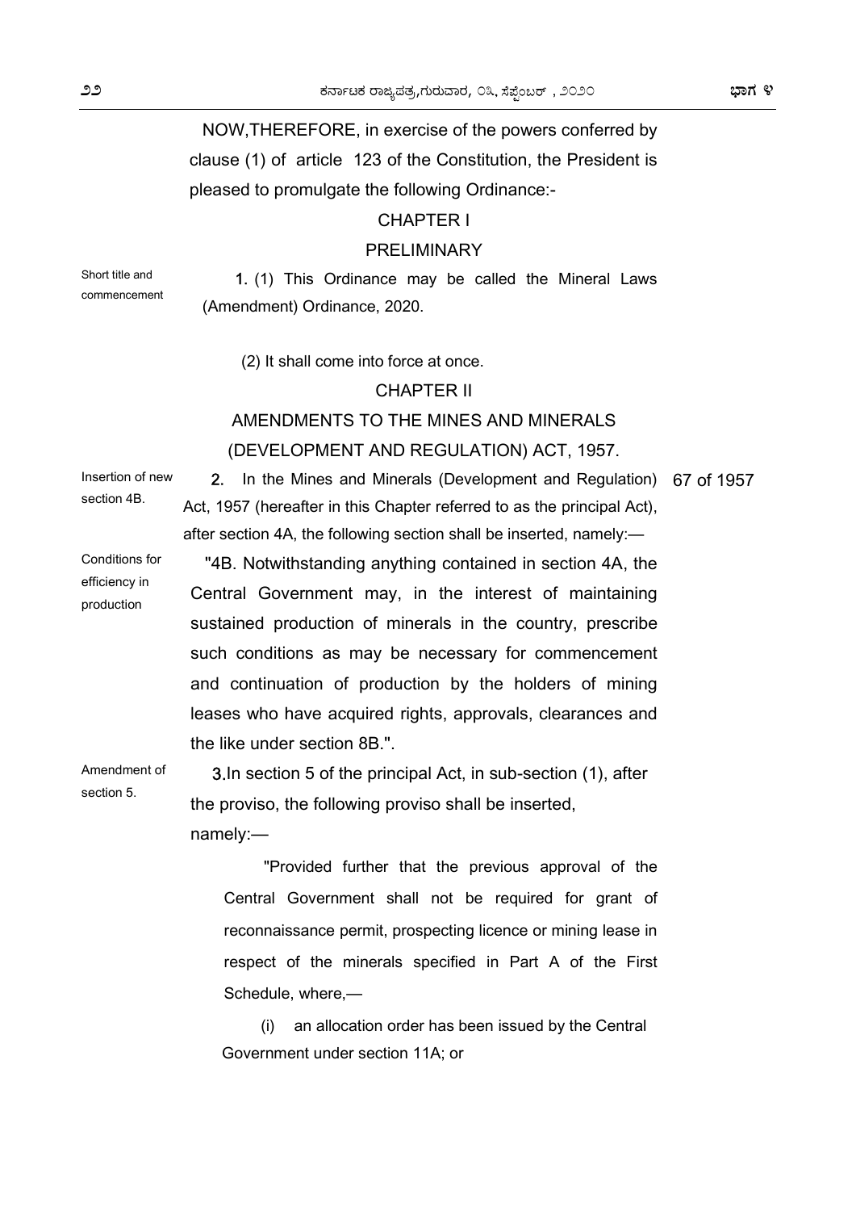NOW,THEREFORE, in exercise of the powers conferred by clause (1) of article 123 of the Constitution, the President is pleased to promulgate the following Ordinance:-

## CHAPTER I

## PRELIMINARY

Short title and commencement

**1.** (1) This Ordinance may be called the Mineral Laws (Amendment) Ordinance, 2020.

(2) It shall come into force at once.

## CHAPTER II

## AMENDMENTS TO THE MINES AND MINERALS (DEVELOPMENT AND REGULATION) ACT, 1957.

Insertion of new section 4B.

**2.** In the Mines and Minerals (Development and Regulation) Act, 1957 (hereafter in this Chapter referred to as the principal Act), after section 4A, the following section shall be inserted, namely:— 67 of 1957

Conditions for efficiency in production

"4B. Notwithstanding anything contained in section 4A, the Central Government may, in the interest of maintaining sustained production of minerals in the country, prescribe such conditions as may be necessary for commencement and continuation of production by the holders of mining leases who have acquired rights, approvals, clearances and the like under section 8B.".

Amendment of section 5.

**3.** In section 5 of the principal Act, in sub-section (1), after the proviso, the following proviso shall be inserted, namely:—

"Provided further that the previous approval of the Central Government shall not be required for grant of reconnaissance permit, prospecting licence or mining lease in respect of the minerals specified in Part A of the First Schedule, where,—

(i) an allocation order has been issued by the Central Government under section 11A; or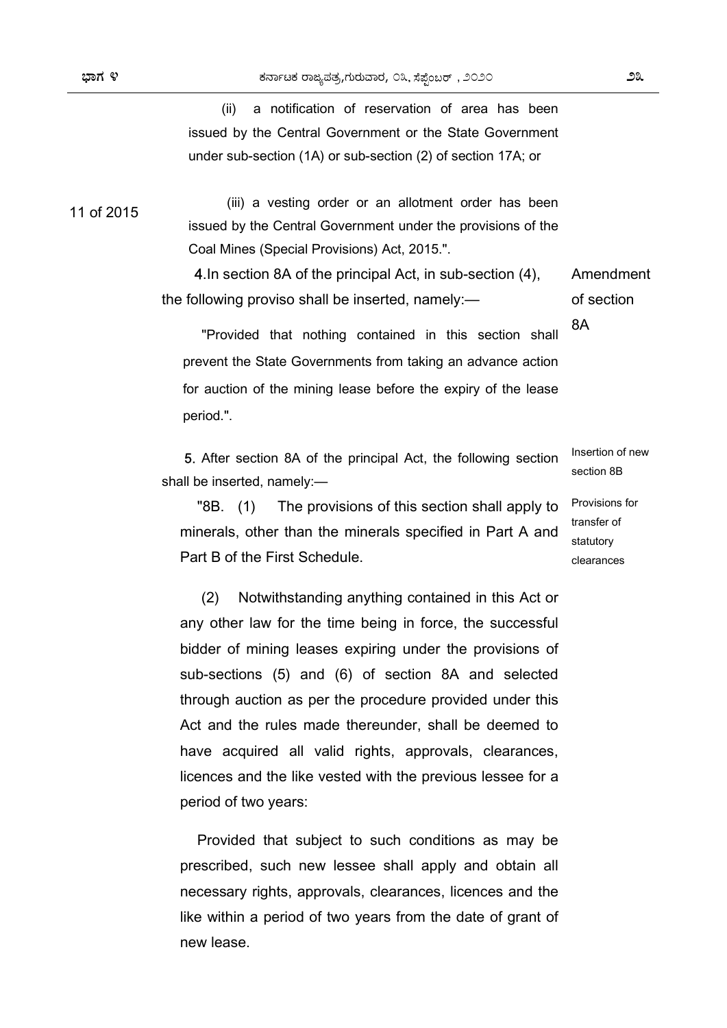(ii) a notification of reservation of area has been issued by the Central Government or the State Government under sub-section (1A) or sub-section (2) of section 17A; or

11 of 2015

(iii) a vesting order or an allotment order has been issued by the Central Government under the provisions of the Coal Mines (Special Provisions) Act, 2015.".

Amendment of section 8A

4. In section 8A of the principal Act, in sub-section (4), the following proviso shall be inserted, namely:—

"Provided that nothing contained in this section shall prevent the State Governments from taking an advance action for auction of the mining lease before the expiry of the lease period.".

Insertion of new section 8B

5. After section 8A of the principal Act, the following section shall be inserted, namely:—

Provisions for transfer of statutory clearances

"8B. (1) The provisions of this section shall apply to minerals, other than the minerals specified in Part A and Part B of the First Schedule.

(2) Notwithstanding anything contained in this Act or any other law for the time being in force, the successful bidder of mining leases expiring under the provisions of sub-sections (5) and (6) of section 8A and selected through auction as per the procedure provided under this Act and the rules made thereunder, shall be deemed to have acquired all valid rights, approvals, clearances, licences and the like vested with the previous lessee for a period of two years:

Provided that subject to such conditions as may be prescribed, such new lessee shall apply and obtain all necessary rights, approvals, clearances, licences and the like within a period of two years from the date of grant of new lease.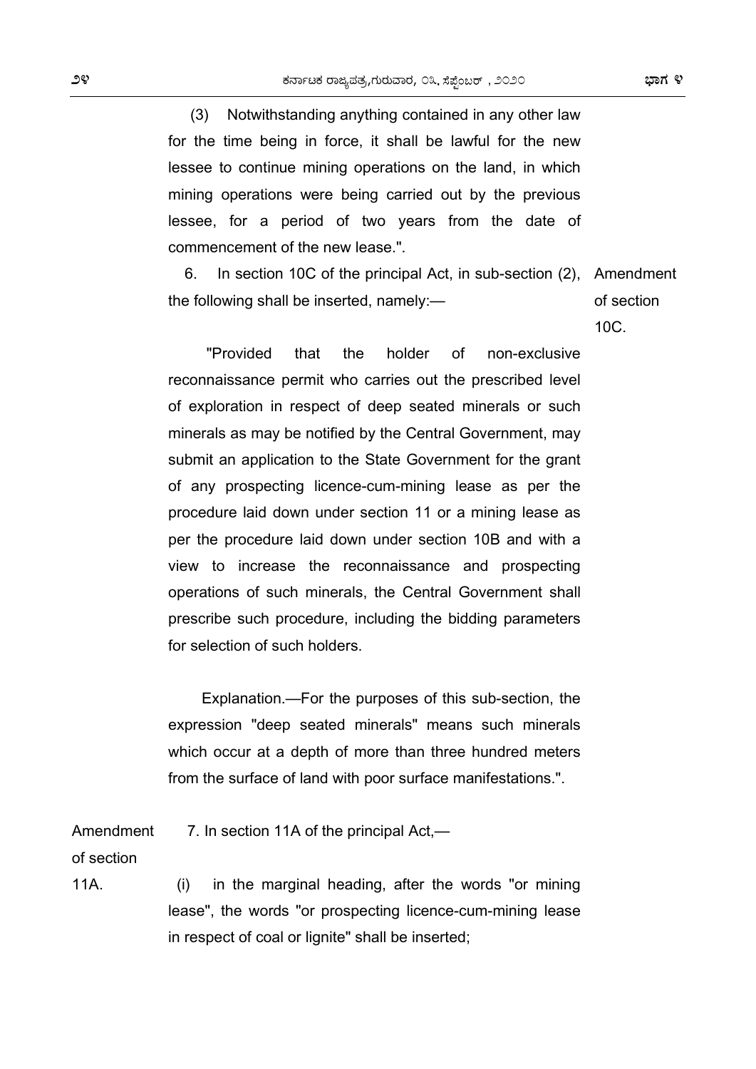(3) Notwithstanding anything contained in any other law for the time being in force, it shall be lawful for the new lessee to continue mining operations on the land, in which mining operations were being carried out by the previous lessee, for a period of two years from the date of commencement of the new lease.".

Amendment of section 10C.

6. In section 10C of the principal Act, in sub-section (2), the following shall be inserted, namely:—

"Provided that the holder of non-exclusive reconnaissance permit who carries out the prescribed level of exploration in respect of deep seated minerals or such minerals as may be notified by the Central Government, may submit an application to the State Government for the grant of any prospecting licence-cum-mining lease as per the procedure laid down under section 11 or a mining lease as per the procedure laid down under section 10B and with a view to increase the reconnaissance and prospecting operations of such minerals, the Central Government shall prescribe such procedure, including the bidding parameters for selection of such holders.

Explanation.—For the purposes of this sub-section, the expression "deep seated minerals" means such minerals which occur at a depth of more than three hundred meters from the surface of land with poor surface manifestations.".

Amendment of section 11A.

7. In section 11A of the principal Act,—

(i) in the marginal heading, after the words "or mining lease", the words "or prospecting licence-cum-mining lease in respect of coal or lignite" shall be inserted;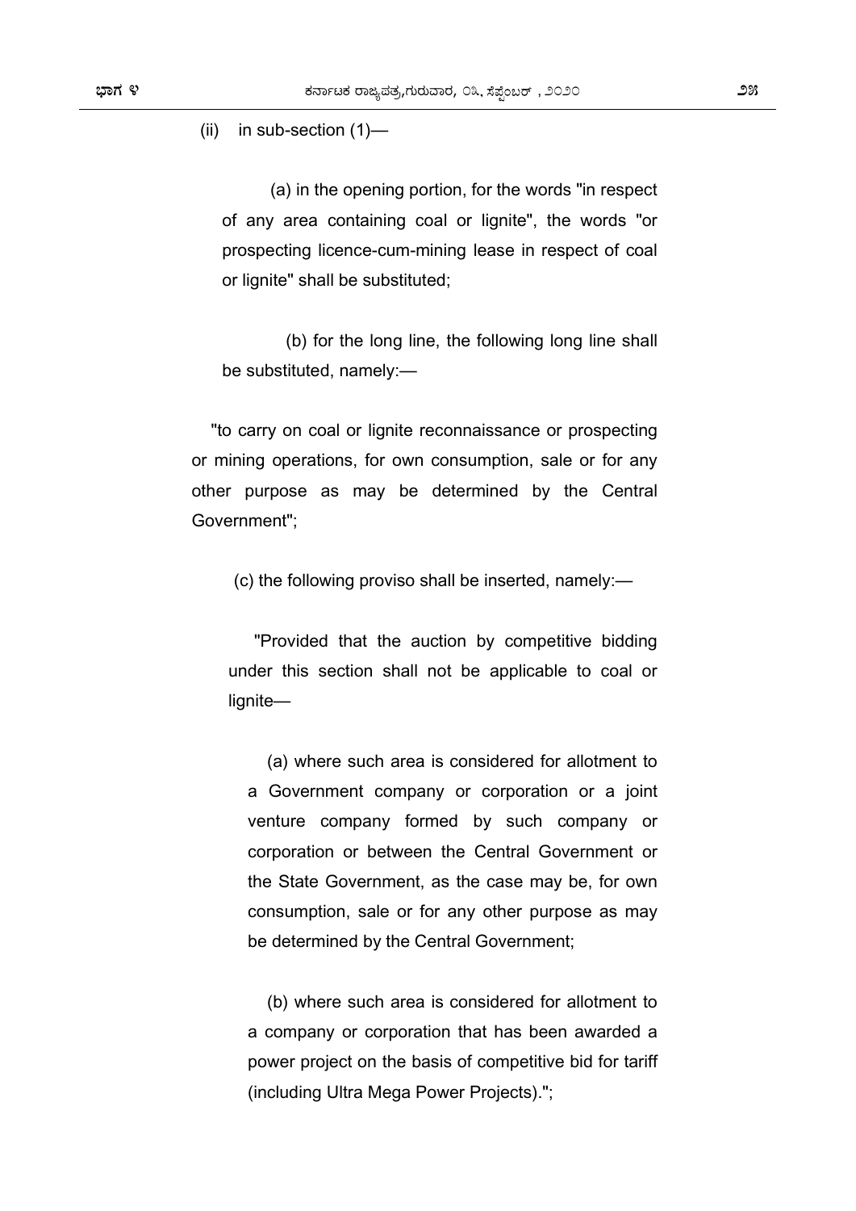(ii) in sub-section (1)—

(a) in the opening portion, for the words "in respect of any area containing coal or lignite", the words "or prospecting licence-cum-mining lease in respect of coal or lignite" shall be substituted;

(b) for the long line, the following long line shall be substituted, namely:—

"to carry on coal or lignite reconnaissance or prospecting or mining operations, for own consumption, sale or for any other purpose as may be determined by the Central Government";

(c) the following proviso shall be inserted, namely:—

"Provided that the auction by competitive bidding under this section shall not be applicable to coal or lignite—

(a) where such area is considered for allotment to a Government company or corporation or a joint venture company formed by such company or corporation or between the Central Government or the State Government, as the case may be, for own consumption, sale or for any other purpose as may be determined by the Central Government;

(b) where such area is considered for allotment to a company or corporation that has been awarded a power project on the basis of competitive bid for tariff (including Ultra Mega Power Projects).";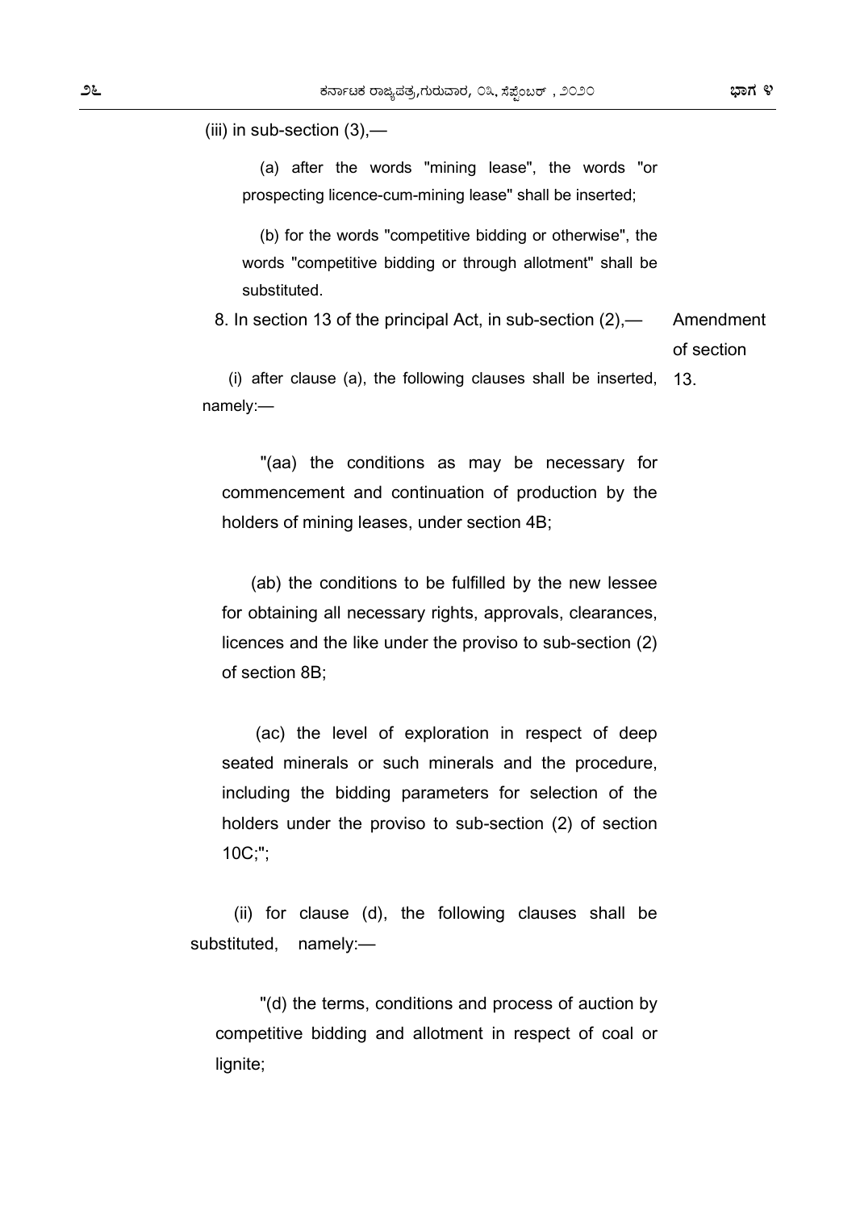(iii) in sub-section (3),—

(a) after the words "mining lease", the words "or prospecting licence-cum-mining lease" shall be inserted;

(b) for the words "competitive bidding or otherwise", the words "competitive bidding or through allotment" shall be substituted.

8. In section 13 of the principal Act, in sub-section (2),— *Amendment of section 13.*

(i) after clause (a), the following clauses shall be inserted, namely:—

"(aa) the conditions as may be necessary for commencement and continuation of production by the holders of mining leases, under section 4B;

(ab) the conditions to be fulfilled by the new lessee for obtaining all necessary rights, approvals, clearances, licences and the like under the proviso to sub-section (2) of section 8B;

(ac) the level of exploration in respect of deep seated minerals or such minerals and the procedure, including the bidding parameters for selection of the holders under the proviso to sub-section (2) of section 10C;";

(ii) for clause (d), the following clauses shall be substituted, namely:—

"(d) the terms, conditions and process of auction by competitive bidding and allotment in respect of coal or lignite;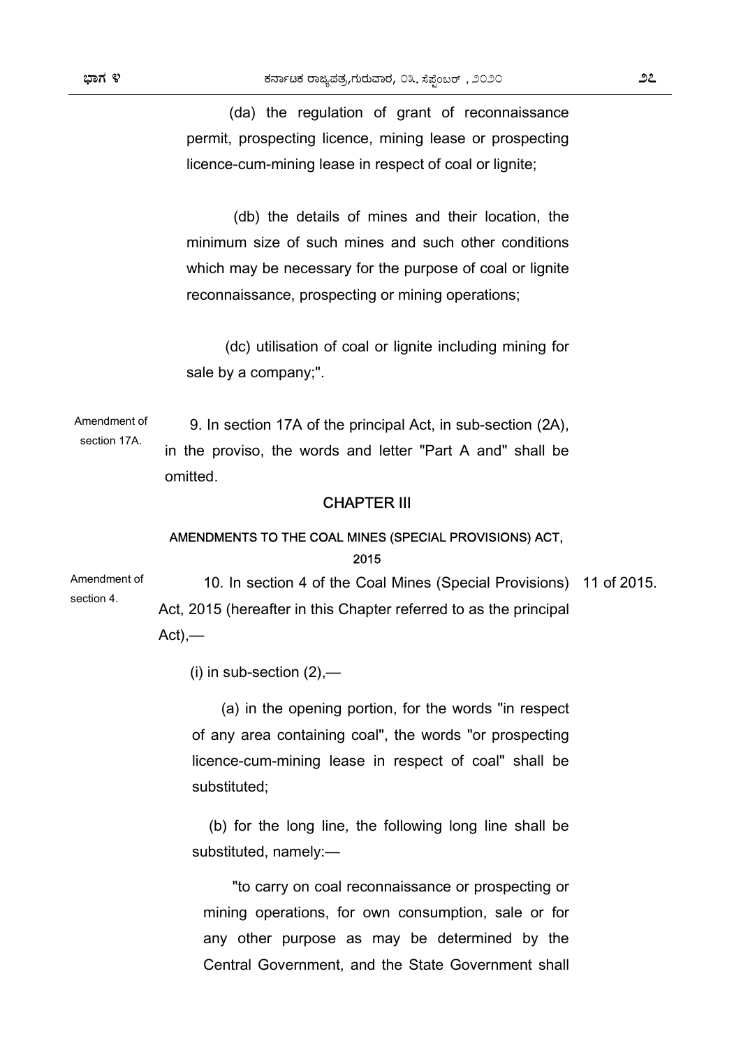(da) the regulation of grant of reconnaissance permit, prospecting licence, mining lease or prospecting licence-cum-mining lease in respect of coal or lignite;

(db) the details of mines and their location, the minimum size of such mines and such other conditions which may be necessary for the purpose of coal or lignite reconnaissance, prospecting or mining operations;

(dc) utilisation of coal or lignite including mining for sale by a company;".

Amendment of section 17A.

9. In section 17A of the principal Act, in sub-section (2A), in the proviso, the words and letter "Part A and" shall be omitted.

## CHAPTER III

### AMENDMENTS TO THE COAL MINES (SPECIAL PROVISIONS) ACT, 2015

Amendment of section 4.

10. In section 4 of the Coal Mines (Special Provisions) Act, 2015 (hereafter in this Chapter referred to as the principal Act),— 11 of 2015.

(i) in sub-section (2),—

(a) in the opening portion, for the words "in respect of any area containing coal", the words "or prospecting licence-cum-mining lease in respect of coal" shall be substituted;

(b) for the long line, the following long line shall be substituted, namely:—

"to carry on coal reconnaissance or prospecting or mining operations, for own consumption, sale or for any other purpose as may be determined by the Central Government, and the State Government shall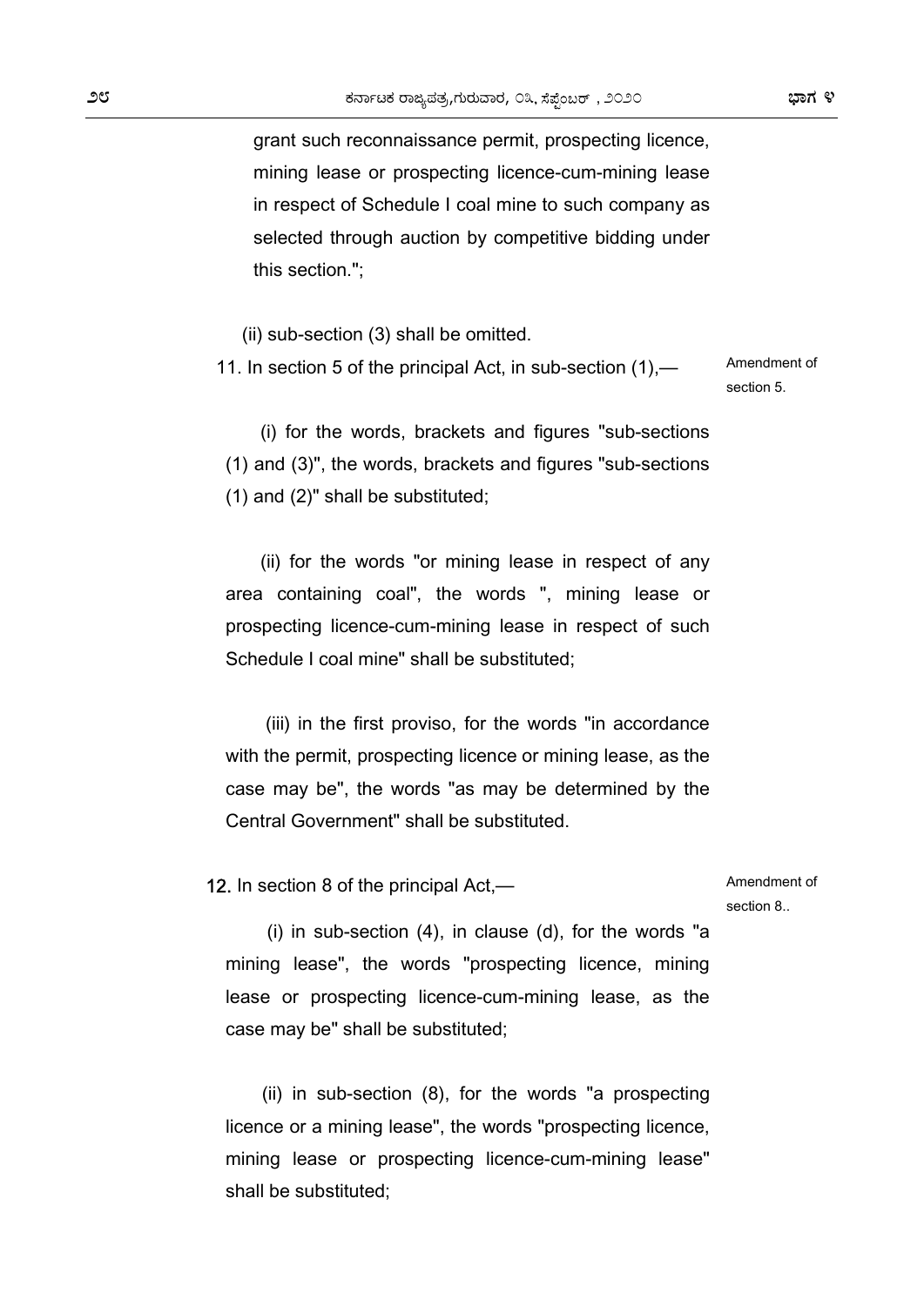grant such reconnaissance permit, prospecting licence, mining lease or prospecting licence-cum-mining lease in respect of Schedule I coal mine to such company as selected through auction by competitive bidding under this section.";

(ii) sub-section (3) shall be omitted.

11. In section 5 of the principal Act, in sub-section (1),— *Amendment of section 5.*

(i) for the words, brackets and figures "sub-sections (1) and (3)", the words, brackets and figures "sub-sections (1) and (2)" shall be substituted;

(ii) for the words "or mining lease in respect of any area containing coal", the words ", mining lease or prospecting licence-cum-mining lease in respect of such Schedule I coal mine" shall be substituted;

(iii) in the first proviso, for the words "in accordance with the permit, prospecting licence or mining lease, as the case may be", the words "as may be determined by the Central Government" shall be substituted.

**12.** In section 8 of the principal Act,— *Amendment of section 8..*

(i) in sub-section (4), in clause (d), for the words "a mining lease", the words "prospecting licence, mining lease or prospecting licence-cum-mining lease, as the case may be" shall be substituted;

(ii) in sub-section (8), for the words "a prospecting licence or a mining lease", the words "prospecting licence, mining lease or prospecting licence-cum-mining lease" shall be substituted;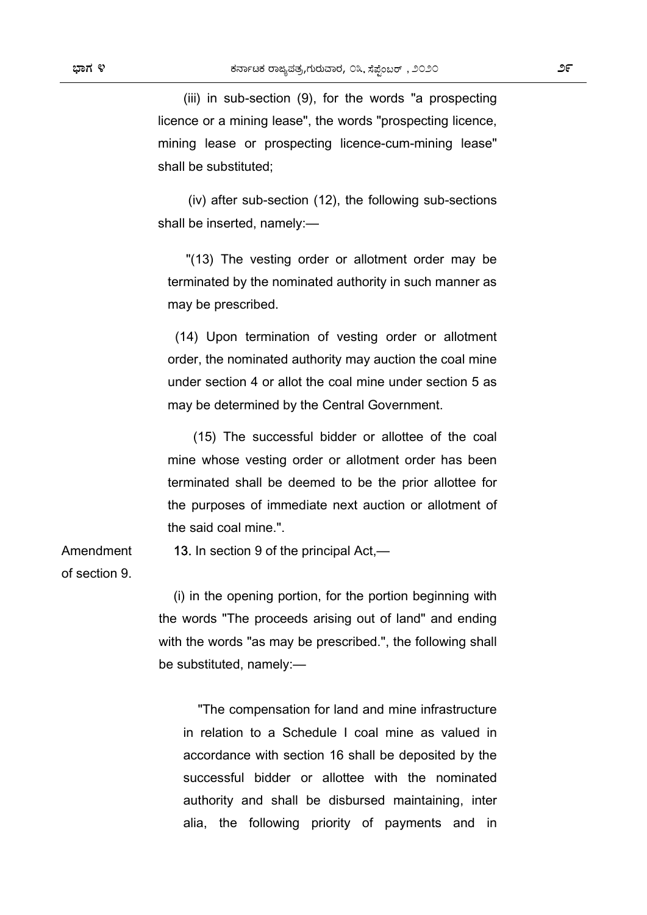(iii) in sub-section (9), for the words "a prospecting licence or a mining lease", the words "prospecting licence, mining lease or prospecting licence-cum-mining lease" shall be substituted;

(iv) after sub-section (12), the following sub-sections shall be inserted, namely:—

"(13) The vesting order or allotment order may be terminated by the nominated authority in such manner as may be prescribed.

(14) Upon termination of vesting order or allotment order, the nominated authority may auction the coal mine under section 4 or allot the coal mine under section 5 as may be determined by the Central Government.

(15) The successful bidder or allottee of the coal mine whose vesting order or allotment order has been terminated shall be deemed to be the prior allottee for the purposes of immediate next auction or allotment of the said coal mine.".

Amendment of section 9.

**13.** In section 9 of the principal Act,—

(i) in the opening portion, for the portion beginning with the words "The proceeds arising out of land" and ending with the words "as may be prescribed.", the following shall be substituted, namely:—

"The compensation for land and mine infrastructure in relation to a Schedule I coal mine as valued in accordance with section 16 shall be deposited by the successful bidder or allottee with the nominated authority and shall be disbursed maintaining, inter alia, the following priority of payments and in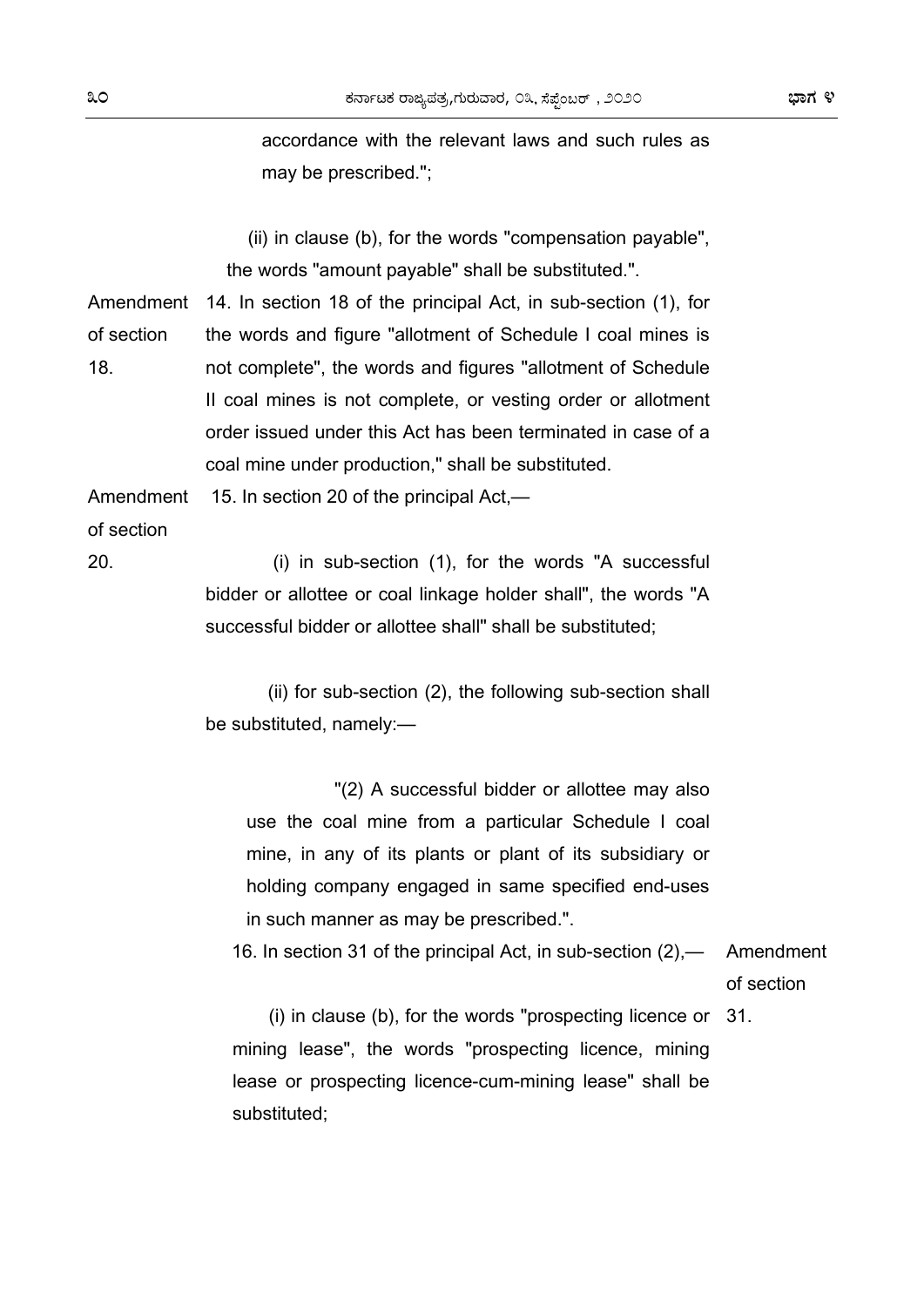accordance with the relevant laws and such rules as may be prescribed.";

(ii) in clause (b), for the words "compensation payable", the words "amount payable" shall be substituted.".

Amendment of section 18.

14. In section 18 of the principal Act, in sub-section (1), for the words and figure "allotment of Schedule I coal mines is not complete", the words and figures "allotment of Schedule II coal mines is not complete, or vesting order or allotment order issued under this Act has been terminated in case of a coal mine under production," shall be substituted.

Amendment of section 20.

15. In section 20 of the principal Act,—

(i) in sub-section (1), for the words "A successful bidder or allottee or coal linkage holder shall", the words "A successful bidder or allottee shall" shall be substituted;

(ii) for sub-section (2), the following sub-section shall be substituted, namely:—

"(2) A successful bidder or allottee may also use the coal mine from a particular Schedule I coal mine, in any of its plants or plant of its subsidiary or holding company engaged in same specified end-uses in such manner as may be prescribed.".

Amendment of section 31.

16. In section 31 of the principal Act, in sub-section (2),—

(i) in clause (b), for the words "prospecting licence or mining lease", the words "prospecting licence, mining lease or prospecting licence-cum-mining lease" shall be substituted;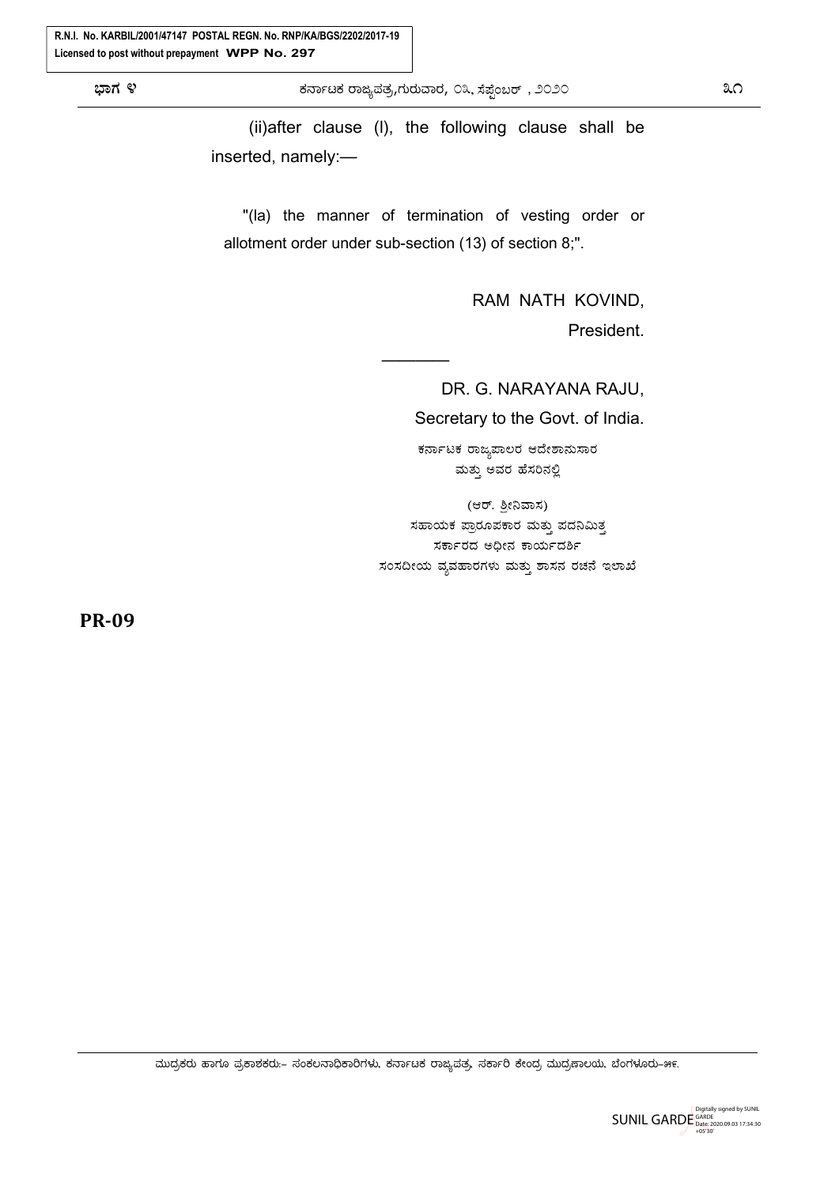R.N.I. No. KARBIL/2001/47147 POSTAL REGN. No. RNP/KA/BGS/2202/2017-19
Licensed to post without prepayment **WPP No. 297**

(ii)after clause (l), the following clause shall be inserted, namely:—

"(la) the manner of termination of vesting order or allotment order under sub-section (13) of section 8;".

RAM NATH KOVIND,
President.

---

DR. G. NARAYANA RAJU,
Secretary to the Govt. of India.

ಕರ್ನಾಟಕ ರಾಜ್ಯಪಾಲರ ಆದೇಶಾನುಸಾರ
ಮತ್ತು ಅವರ ಹೆಸರಿನಲ್ಲಿ

(ಆರ್. ಶ್ರೀನಿವಾಸ)
ಸಹಾಯಕ ಪ್ರಾರೂಪಕಾರ ಮತ್ತು ಪದನಿಮಿತ್ತ
ಸರ್ಕಾರದ ಅಧೀನ ಕಾರ್ಯದರ್ಶಿ
ಸಂಸದೀಯ ವ್ಯವಹಾರಗಳು ಮತ್ತು ಶಾಸನ ರಚನೆ ಇಲಾಖೆ

**PR-09**

ಮುದ್ರಕರು ಹಾಗೂ ಪ್ರಕಾಶಕರು:– ಸಂಕಲನಾಧಿಕಾರಿಗಳು, ಕರ್ನಾಟಕ ರಾಜ್ಯಪತ್ರ, ಸರ್ಕಾರಿ ಕೇಂದ್ರ ಮುದ್ರಣಾಲಯ, ಬೆಂಗಳೂರು–೫೯.

SUNIL GARDE Digitally signed by SUNIL GARDE Date: 2020.09.03 17:34:30 +05'30'